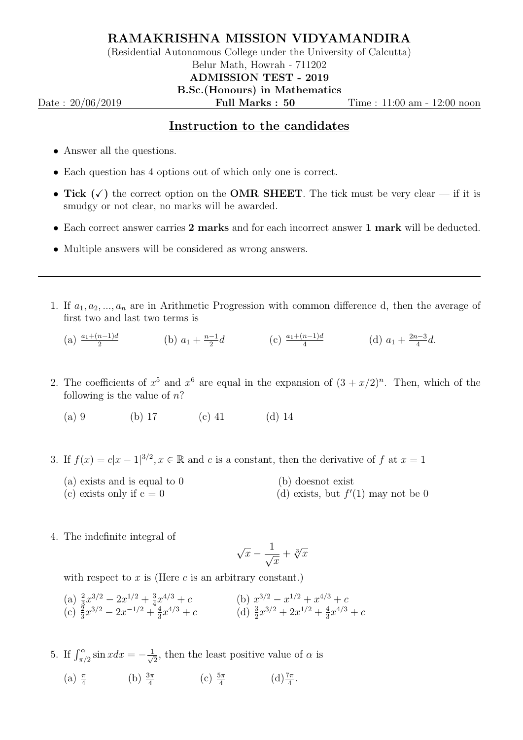# RAMAKRISHNA MISSION VIDYAMANDIRA

(Residential Autonomous College under the University of Calcutta)

Belur Math, Howrah - 711202

**ADMISSION TEST - 2019**

**B.Sc.(Honours) in Mathematics**

Date : 20/06/2019 **Full Marks : 50** Time : 11:00 am - 12:00 noon

## Instruction to the candidates

- Answer all the questions.
- Each question has 4 options out of which only one is correct.
- **Tick (✓)** the correct option on the **OMR SHEET**. The tick must be very clear — if it is smudgy or not clear, no marks will be awarded.
- Each correct answer carries **2 marks** and for each incorrect answer **1 mark** will be deducted.
- Multiple answers will be considered as wrong answers.

---

1. If $a_1, a_2, ..., a_n$ are in Arithmetic Progression with common difference d, then the average of first two and last two terms is

   (a) $\frac{a_1+(n-1)d}{2}$ (b) $a_1 + \frac{n-1}{2}d$ (c) $\frac{a_1+(n-1)d}{4}$ (d) $a_1 + \frac{2n-3}{4}d$.

2. The coefficients of $x^5$ and $x^6$ are equal in the expansion of $(3 + x/2)^n$. Then, which of the following is the value of $n$?

   (a) 9 (b) 17 (c) 41 (d) 14

3. If $f(x) = c|x-1|^{3/2}, x \in \mathbb{R}$ and $c$ is a constant, then the derivative of $f$ at $x = 1$

   (a) exists and is equal to 0 (b) doesnot exist
   (c) exists only if c = 0 (d) exists, but $f'(1)$ may not be 0

4. The indefinite integral of

   $$\sqrt{x} - \frac{1}{\sqrt{x}} + \sqrt[3]{x}$$

   with respect to $x$ is (Here $c$ is an arbitrary constant.)

   (a) $\frac{2}{3}x^{3/2} - 2x^{1/2} + \frac{3}{4}x^{4/3} + c$ (b) $x^{3/2} - x^{1/2} + x^{4/3} + c$
   (c) $\frac{2}{3}x^{3/2} - 2x^{-1/2} + \frac{4}{3}x^{4/3} + c$ (d) $\frac{3}{2}x^{3/2} + 2x^{1/2} + \frac{4}{3}x^{4/3} + c$

5. If $\int_{\pi/2}^{\alpha} \sin x dx = -\frac{1}{\sqrt{2}}$, then the least positive value of $\alpha$ is

   (a) $\frac{\pi}{4}$ (b) $\frac{3\pi}{4}$ (c) $\frac{5\pi}{4}$ (d) $\frac{7\pi}{4}$.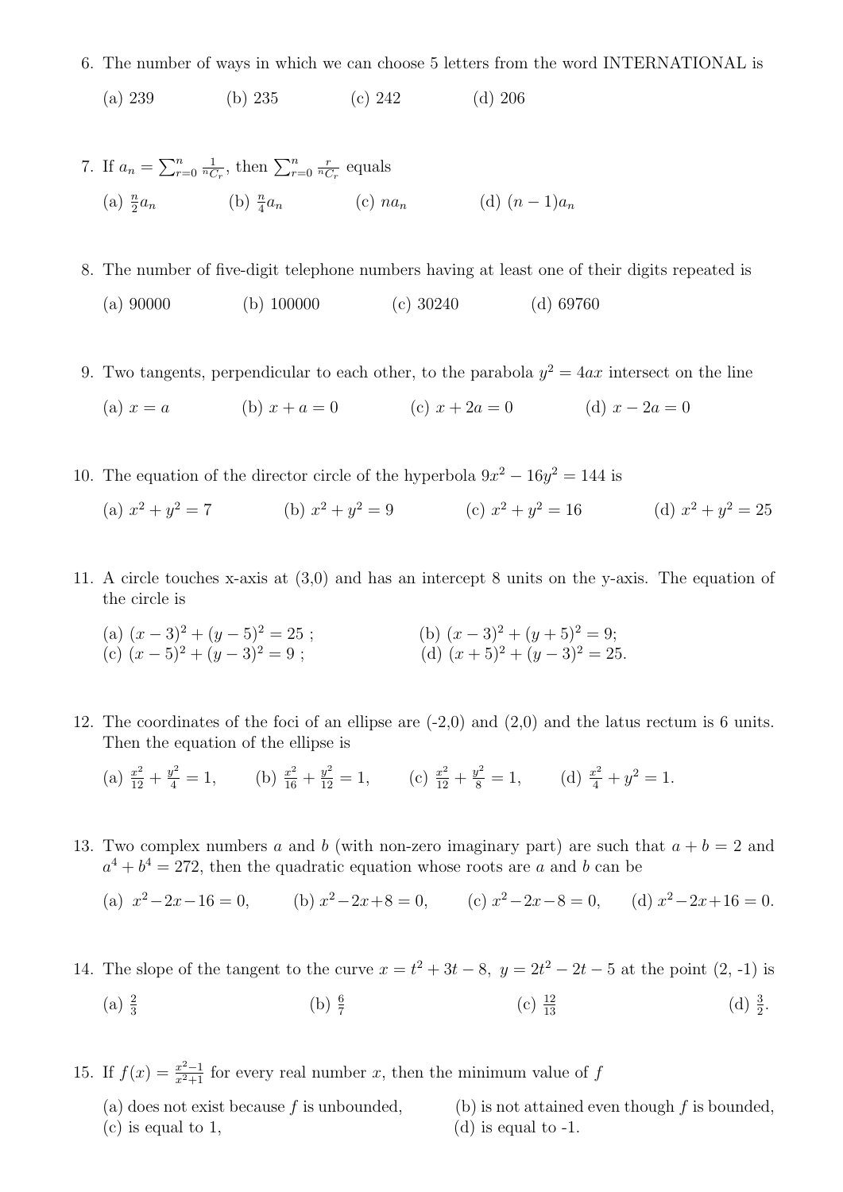6. The number of ways in which we can choose 5 letters from the word INTERNATIONAL is

   (a) 239 (b) 235 (c) 242 (d) 206

7. If $a_n = \sum_{r=0}^{n} \frac{1}{{}^nC_r}$, then $\sum_{r=0}^{n} \frac{r}{{}^nC_r}$ equals

   (a) $\frac{n}{2}a_n$ (b) $\frac{n}{4}a_n$ (c) $na_n$ (d) $(n-1)a_n$

8. The number of five-digit telephone numbers having at least one of their digits repeated is

   (a) 90000 (b) 100000 (c) 30240 (d) 69760

9. Two tangents, perpendicular to each other, to the parabola $y^2 = 4ax$ intersect on the line

   (a) $x = a$ (b) $x + a = 0$ (c) $x + 2a = 0$ (d) $x - 2a = 0$

10. The equation of the director circle of the hyperbola $9x^2 - 16y^2 = 144$ is

    (a) $x^2 + y^2 = 7$ (b) $x^2 + y^2 = 9$ (c) $x^2 + y^2 = 16$ (d) $x^2 + y^2 = 25$

11. A circle touches x-axis at (3,0) and has an intercept 8 units on the y-axis. The equation of the circle is

    (a) $(x-3)^2 + (y-5)^2 = 25$ ; (b) $(x-3)^2 + (y+5)^2 = 9$;
    (c) $(x-5)^2 + (y-3)^2 = 9$ ; (d) $(x+5)^2 + (y-3)^2 = 25$.

12. The coordinates of the foci of an ellipse are (-2,0) and (2,0) and the latus rectum is 6 units. Then the equation of the ellipse is

    (a) $\frac{x^2}{12} + \frac{y^2}{4} = 1$, (b) $\frac{x^2}{16} + \frac{y^2}{12} = 1$, (c) $\frac{x^2}{12} + \frac{y^2}{8} = 1$, (d) $\frac{x^2}{4} + y^2 = 1$.

13. Two complex numbers $a$ and $b$ (with non-zero imaginary part) are such that $a + b = 2$ and $a^4 + b^4 = 272$, then the quadratic equation whose roots are $a$ and $b$ can be

    (a) $x^2 - 2x - 16 = 0$, (b) $x^2 - 2x + 8 = 0$, (c) $x^2 - 2x - 8 = 0$, (d) $x^2 - 2x + 16 = 0$.

14. The slope of the tangent to the curve $x = t^2 + 3t - 8,\ y = 2t^2 - 2t - 5$ at the point (2, -1) is

    (a) $\frac{2}{3}$ (b) $\frac{6}{7}$ (c) $\frac{12}{13}$ (d) $\frac{3}{2}$.

15. If $f(x) = \frac{x^2-1}{x^2+1}$ for every real number $x$, then the minimum value of $f$

    (a) does not exist because $f$ is unbounded, (b) is not attained even though $f$ is bounded,
    (c) is equal to 1, (d) is equal to -1.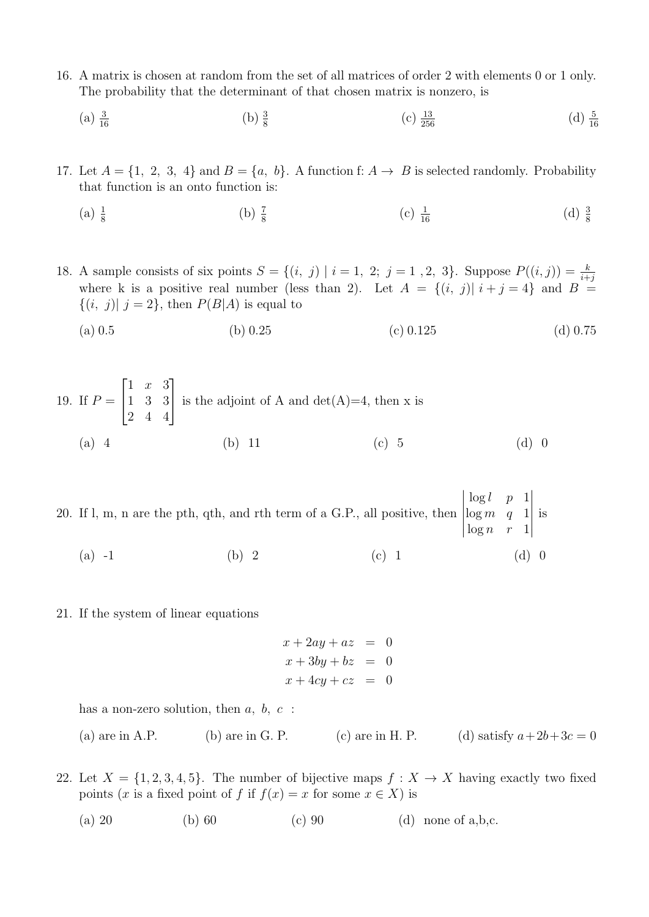16. A matrix is chosen at random from the set of all matrices of order 2 with elements 0 or 1 only. The probability that the determinant of that chosen matrix is nonzero, is

    (a) $\frac{3}{16}$ (b) $\frac{3}{8}$ (c) $\frac{13}{256}$ (d) $\frac{5}{16}$

17. Let $A = \{1,\ 2,\ 3,\ 4\}$ and $B = \{a,\ b\}$. A function f: $A \to\ B$ is selected randomly. Probability that function is an onto function is:

    (a) $\frac{1}{8}$ (b) $\frac{7}{8}$ (c) $\frac{1}{16}$ (d) $\frac{3}{8}$

18. A sample consists of six points $S = \{(i,\ j) \mid i = 1,\ 2;\ j = 1\ ,2,\ 3\}$. Suppose $P((i,j)) = \frac{k}{i+j}$ where k is a positive real number (less than 2). Let $A = \{(i,\ j) | \ i + j = 4\}$ and $B = \{(i,\ j) | \ j = 2\}$, then $P(B|A)$ is equal to

    (a) 0.5 (b) 0.25 (c) 0.125 (d) 0.75

19. If $P = \begin{bmatrix} 1 & x & 3 \\ 1 & 3 & 3 \\ 2 & 4 & 4 \end{bmatrix}$ is the adjoint of A and det(A)=4, then x is

    (a) 4 (b) 11 (c) 5 (d) 0

20. If l, m, n are the pth, qth, and rth term of a G.P., all positive, then $\begin{vmatrix} \log l & p & 1 \\ \log m & q & 1 \\ \log n & r & 1 \end{vmatrix}$ is

    (a) -1 (b) 2 (c) 1 (d) 0

21. If the system of linear equations

$$
\begin{aligned}
x + 2ay + az &= 0 \\
x + 3by + bz &= 0 \\
x + 4cy + cz &= 0
\end{aligned}
$$

    has a non-zero solution, then $a,\ b,\ c$ :

    (a) are in A.P. (b) are in G. P. (c) are in H. P. (d) satisfy $a+2b+3c = 0$

22. Let $X = \{1, 2, 3, 4, 5\}$. The number of bijective maps $f : X \to X$ having exactly two fixed points ($x$ is a fixed point of $f$ if $f(x) = x$ for some $x \in X$) is

    (a) 20 (b) 60 (c) 90 (d) none of a,b,c.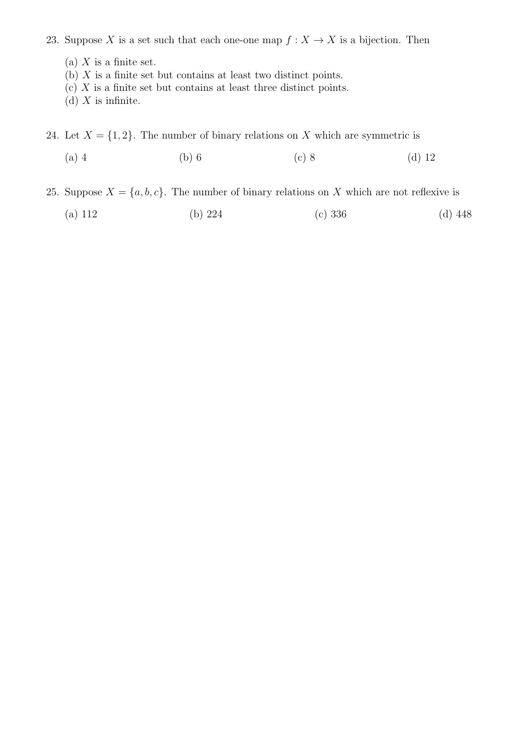23. Suppose $X$ is a set such that each one-one map $f : X \to X$ is a bijection. Then

   (a) $X$ is a finite set.
   (b) $X$ is a finite set but contains at least two distinct points.
   (c) $X$ is a finite set but contains at least three distinct points.
   (d) $X$ is infinite.

24. Let $X = \{1, 2\}$. The number of binary relations on $X$ which are symmetric is

   (a) 4 (b) 6 (c) 8 (d) 12

25. Suppose $X = \{a, b, c\}$. The number of binary relations on $X$ which are not reflexive is

   (a) 112 (b) 224 (c) 336 (d) 448